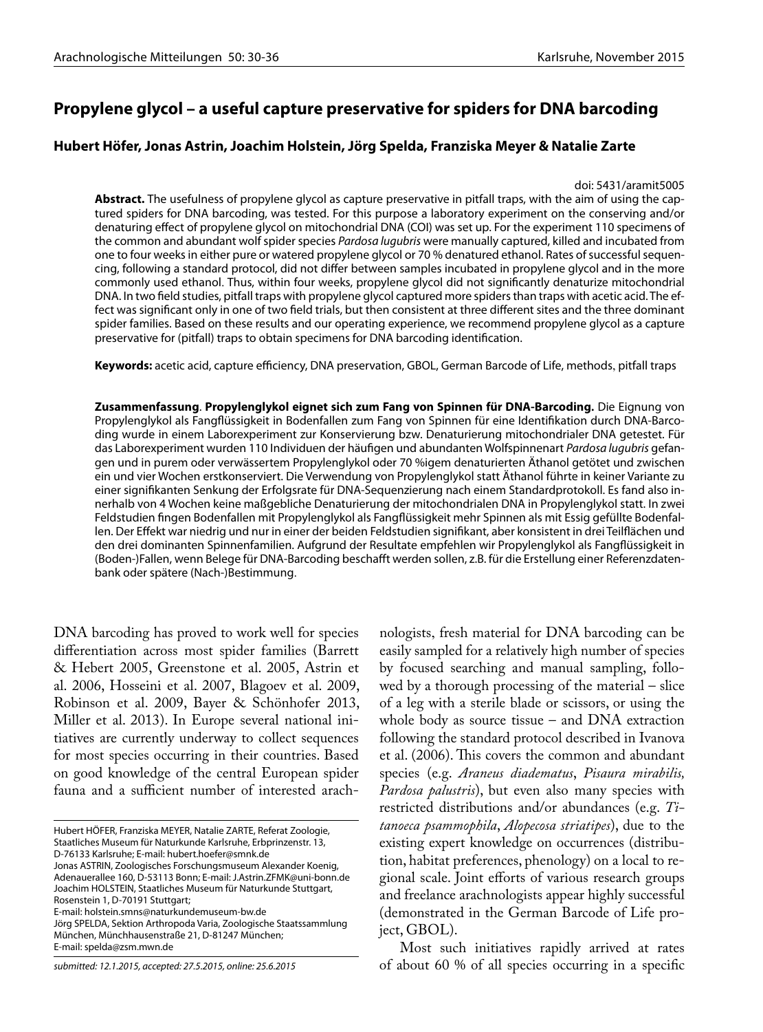# Propylene glycol – a useful capture preservative for spiders for DNA barcoding

**Hubert Höfer, Jonas Astrin, Joachim Holstein, Jörg Spelda, Franziska Meyer & Natalie Zarte**

doi: 5431/aramit5005

**Abstract.** The usefulness of propylene glycol as capture preservative in pitfall traps, with the aim of using the captured spiders for DNA barcoding, was tested. For this purpose a laboratory experiment on the conserving and/or denaturing effect of propylene glycol on mitochondrial DNA (COI) was set up. For the experiment 110 specimens of the common and abundant wolf spider species *Pardosa lugubris* were manually captured, killed and incubated from one to four weeks in either pure or watered propylene glycol or 70 % denatured ethanol. Rates of successful sequencing, following a standard protocol, did not differ between samples incubated in propylene glycol and in the more commonly used ethanol. Thus, within four weeks, propylene glycol did not significantly denaturize mitochondrial DNA. In two field studies, pitfall traps with propylene glycol captured more spiders than traps with acetic acid. The effect was significant only in one of two field trials, but then consistent at three different sites and the three dominant spider families. Based on these results and our operating experience, we recommend propylene glycol as a capture preservative for (pitfall) traps to obtain specimens for DNA barcoding identification.

**Keywords:** acetic acid, capture efficiency, DNA preservation, GBOL, German Barcode of Life, methods, pitfall traps

**Zusammenfassung**. **Propylenglykol eignet sich zum Fang von Spinnen für DNA-Barcoding.** Die Eignung von Propylenglykol als Fangflüssigkeit in Bodenfallen zum Fang von Spinnen für eine Identifikation durch DNA-Barcoding wurde in einem Laborexperiment zur Konservierung bzw. Denaturierung mitochondrialer DNA getestet. Für das Laborexperiment wurden 110 Individuen der häufigen und abundanten Wolfspinnenart *Pardosa lugubris* gefangen und in purem oder verwässertem Propylenglykol oder 70 %igem denaturierten Äthanol getötet und zwischen ein und vier Wochen erstkonserviert. Die Verwendung von Propylenglykol statt Äthanol führte in keiner Variante zu einer signifikanten Senkung der Erfolgsrate für DNA-Sequenzierung nach einem Standardprotokoll. Es fand also innerhalb von 4 Wochen keine maßgebliche Denaturierung der mitochondrialen DNA in Propylenglykol statt. In zwei Feldstudien fingen Bodenfallen mit Propylenglykol als Fangflüssigkeit mehr Spinnen als mit Essig gefüllte Bodenfallen. Der Effekt war niedrig und nur in einer der beiden Feldstudien signifikant, aber konsistent in drei Teilflächen und den drei dominanten Spinnenfamilien. Aufgrund der Resultate empfehlen wir Propylenglykol als Fangflüssigkeit in (Boden-)Fallen, wenn Belege für DNA-Barcoding beschafft werden sollen, z.B. für die Erstellung einer Referenzdatenbank oder spätere (Nach-)Bestimmung.

DNA barcoding has proved to work well for species differentiation across most spider families (Barrett & Hebert 2005, Greenstone et al. 2005, Astrin et al. 2006, Hosseini et al. 2007, Blagoev et al. 2009, Robinson et al. 2009, Bayer & Schönhofer 2013, Miller et al. 2013). In Europe several national initiatives are currently underway to collect sequences for most species occurring in their countries. Based on good knowledge of the central European spider fauna and a sufficient number of interested arachnologists, fresh material for DNA barcoding can be easily sampled for a relatively high number of species by focused searching and manual sampling, followed by a thorough processing of the material – slice of a leg with a sterile blade or scissors, or using the whole body as source tissue – and DNA extraction following the standard protocol described in Ivanova et al. (2006). This covers the common and abundant species (e.g. *Araneus diadematus*, *Pisaura mirabilis*, *Pardosa palustris*), but even also many species with restricted distributions and/or abundances (e.g. *Titanoeca psammophila*, *Alopecosa striatipes*), due to the existing expert knowledge on occurrences (distribution, habitat preferences, phenology) on a local to regional scale. Joint efforts of various research groups and freelance arachnologists appear highly successful (demonstrated in the German Barcode of Life project, GBOL).

Most such initiatives rapidly arrived at rates of about 60 % of all species occurring in a specific

---

Hubert HÖFER, Franziska MEYER, Natalie ZARTE, Referat Zoologie, Staatliches Museum für Naturkunde Karlsruhe, Erbprinzenstr. 13, D-76133 Karlsruhe; E-mail: hubert.hoefer@smnk.de
Jonas ASTRIN, Zoologisches Forschungsmuseum Alexander Koenig, Adenauerallee 160, D-53113 Bonn; E-mail: J.Astrin.ZFMK@uni-bonn.de
Joachim HOLSTEIN, Staatliches Museum für Naturkunde Stuttgart, Rosenstein 1, D-70191 Stuttgart;
E-mail: holstein.smns@naturkundemuseum-bw.de
Jörg SPELDA, Sektion Arthropoda Varia, Zoologische Staatssammlung München, Münchhausenstraße 21, D-81247 München;
E-mail: spelda@zsm.mwn.de

*submitted: 12.1.2015, accepted: 27.5.2015, online: 25.6.2015*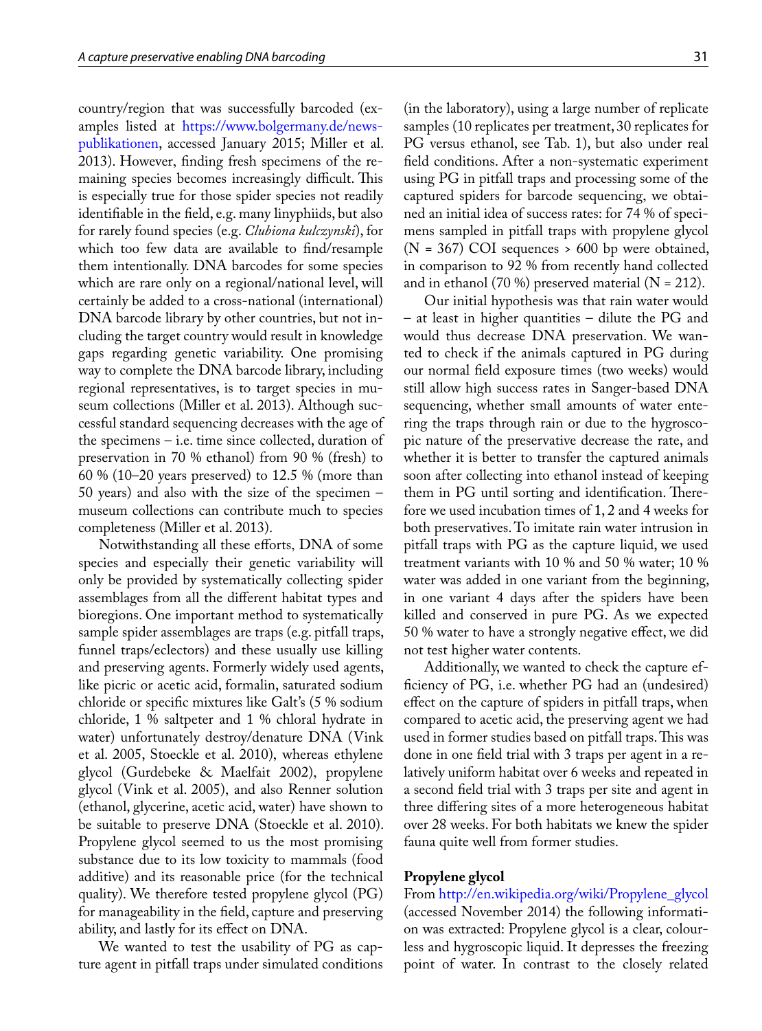country/region that was successfully barcoded (examples listed at https://www.bolgermany.de/news-publikationen, accessed January 2015; Miller et al. 2013). However, finding fresh specimens of the remaining species becomes increasingly difficult. This is especially true for those spider species not readily identifiable in the field, e.g. many linyphiids, but also for rarely found species (e.g. *Clubiona kulczynski*), for which too few data are available to find/resample them intentionally. DNA barcodes for some species which are rare only on a regional/national level, will certainly be added to a cross-national (international) DNA barcode library by other countries, but not including the target country would result in knowledge gaps regarding genetic variability. One promising way to complete the DNA barcode library, including regional representatives, is to target species in museum collections (Miller et al. 2013). Although successful standard sequencing decreases with the age of the specimens – i.e. time since collected, duration of preservation in 70 % ethanol) from 90 % (fresh) to 60 % (10–20 years preserved) to 12.5 % (more than 50 years) and also with the size of the specimen – museum collections can contribute much to species completeness (Miller et al. 2013).

Notwithstanding all these efforts, DNA of some species and especially their genetic variability will only be provided by systematically collecting spider assemblages from all the different habitat types and bioregions. One important method to systematically sample spider assemblages are traps (e.g. pitfall traps, funnel traps/eclectors) and these usually use killing and preserving agents. Formerly widely used agents, like picric or acetic acid, formalin, saturated sodium chloride or specific mixtures like Galt's (5 % sodium chloride, 1 % saltpeter and 1 % chloral hydrate in water) unfortunately destroy/denature DNA (Vink et al. 2005, Stoeckle et al. 2010), whereas ethylene glycol (Gurdebeke & Maelfait 2002), propylene glycol (Vink et al. 2005), and also Renner solution (ethanol, glycerine, acetic acid, water) have shown to be suitable to preserve DNA (Stoeckle et al. 2010). Propylene glycol seemed to us the most promising substance due to its low toxicity to mammals (food additive) and its reasonable price (for the technical quality). We therefore tested propylene glycol (PG) for manageability in the field, capture and preserving ability, and lastly for its effect on DNA.

We wanted to test the usability of PG as capture agent in pitfall traps under simulated conditions (in the laboratory), using a large number of replicate samples (10 replicates per treatment, 30 replicates for PG versus ethanol, see Tab. 1), but also under real field conditions. After a non-systematic experiment using PG in pitfall traps and processing some of the captured spiders for barcode sequencing, we obtained an initial idea of success rates: for 74 % of specimens sampled in pitfall traps with propylene glycol (N = 367) COI sequences > 600 bp were obtained, in comparison to 92 % from recently hand collected and in ethanol (70 %) preserved material (N = 212).

Our initial hypothesis was that rain water would – at least in higher quantities – dilute the PG and would thus decrease DNA preservation. We wanted to check if the animals captured in PG during our normal field exposure times (two weeks) would still allow high success rates in Sanger-based DNA sequencing, whether small amounts of water entering the traps through rain or due to the hygroscopic nature of the preservative decrease the rate, and whether it is better to transfer the captured animals soon after collecting into ethanol instead of keeping them in PG until sorting and identification. Therefore we used incubation times of 1, 2 and 4 weeks for both preservatives. To imitate rain water intrusion in pitfall traps with PG as the capture liquid, we used treatment variants with 10 % and 50 % water; 10 % water was added in one variant from the beginning, in one variant 4 days after the spiders have been killed and conserved in pure PG. As we expected 50 % water to have a strongly negative effect, we did not test higher water contents.

Additionally, we wanted to check the capture efficiency of PG, i.e. whether PG had an (undesired) effect on the capture of spiders in pitfall traps, when compared to acetic acid, the preserving agent we had used in former studies based on pitfall traps. This was done in one field trial with 3 traps per agent in a relatively uniform habitat over 6 weeks and repeated in a second field trial with 3 traps per site and agent in three differing sites of a more heterogeneous habitat over 28 weeks. For both habitats we knew the spider fauna quite well from former studies.

**Propylene glycol**

From http://en.wikipedia.org/wiki/Propylene_glycol (accessed November 2014) the following information was extracted: Propylene glycol is a clear, colourless and hygroscopic liquid. It depresses the freezing point of water. In contrast to the closely related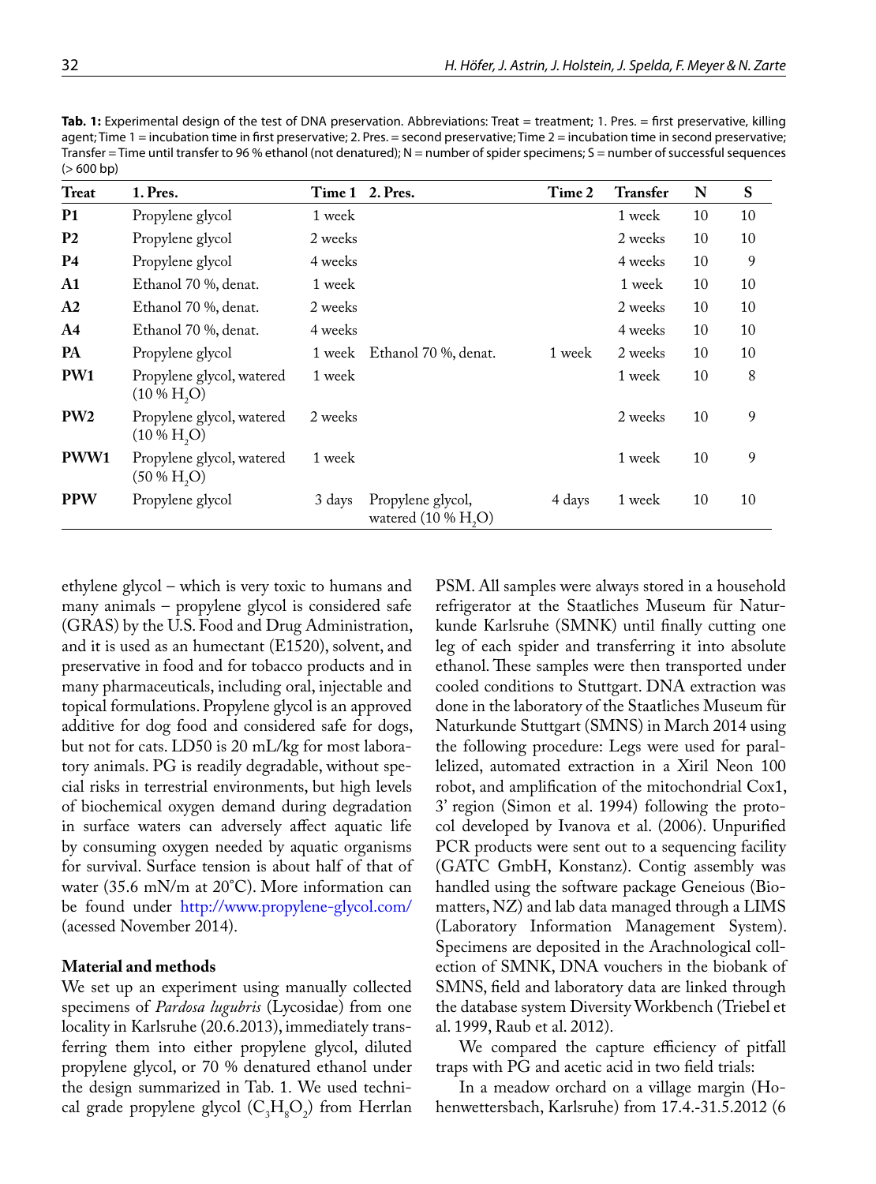**Tab. 1:** Experimental design of the test of DNA preservation. Abbreviations: Treat = treatment; 1. Pres. = first preservative, killing agent; Time 1 = incubation time in first preservative; 2. Pres. = second preservative; Time 2 = incubation time in second preservative; Transfer = Time until transfer to 96 % ethanol (not denatured); N = number of spider specimens; S = number of successful sequences (> 600 bp)

| Treat | 1. Pres. | Time 1 | 2. Pres. | Time 2 | Transfer | N | S |
|---|---|---|---|---|---|---|---|
| **P1** | Propylene glycol | 1 week | | | 1 week | 10 | 10 |
| **P2** | Propylene glycol | 2 weeks | | | 2 weeks | 10 | 10 |
| **P4** | Propylene glycol | 4 weeks | | | 4 weeks | 10 | 9 |
| **A1** | Ethanol 70 %, denat. | 1 week | | | 1 week | 10 | 10 |
| **A2** | Ethanol 70 %, denat. | 2 weeks | | | 2 weeks | 10 | 10 |
| **A4** | Ethanol 70 %, denat. | 4 weeks | | | 4 weeks | 10 | 10 |
| **PA** | Propylene glycol | 1 week | Ethanol 70 %, denat. | 1 week | 2 weeks | 10 | 10 |
| **PW1** | Propylene glycol, watered (10 % $H_2O$) | 1 week | | | 1 week | 10 | 8 |
| **PW2** | Propylene glycol, watered (10 % $H_2O$) | 2 weeks | | | 2 weeks | 10 | 9 |
| **PWW1** | Propylene glycol, watered (50 % $H_2O$) | 1 week | | | 1 week | 10 | 9 |
| **PPW** | Propylene glycol | 3 days | Propylene glycol, watered (10 % $H_2O$) | 4 days | 1 week | 10 | 10 |

ethylene glycol – which is very toxic to humans and many animals – propylene glycol is considered safe (GRAS) by the U.S. Food and Drug Administration, and it is used as an humectant (E1520), solvent, and preservative in food and for tobacco products and in many pharmaceuticals, including oral, injectable and topical formulations. Propylene glycol is an approved additive for dog food and considered safe for dogs, but not for cats. LD50 is 20 mL/kg for most laboratory animals. PG is readily degradable, without special risks in terrestrial environments, but high levels of biochemical oxygen demand during degradation in surface waters can adversely affect aquatic life by consuming oxygen needed by aquatic organisms for survival. Surface tension is about half of that of water (35.6 mN/m at 20°C). More information can be found under http://www.propylene-glycol.com/ (acessed November 2014).

## Material and methods

We set up an experiment using manually collected specimens of *Pardosa lugubris* (Lycosidae) from one locality in Karlsruhe (20.6.2013), immediately transferring them into either propylene glycol, diluted propylene glycol, or 70 % denatured ethanol under the design summarized in Tab. 1. We used technical grade propylene glycol ($C_3H_8O_2$) from Herrlan PSM. All samples were always stored in a household refrigerator at the Staatliches Museum für Naturkunde Karlsruhe (SMNK) until finally cutting one leg of each spider and transferring it into absolute ethanol. These samples were then transported under cooled conditions to Stuttgart. DNA extraction was done in the laboratory of the Staatliches Museum für Naturkunde Stuttgart (SMNS) in March 2014 using the following procedure: Legs were used for parallelized, automated extraction in a Xiril Neon 100 robot, and amplification of the mitochondrial Cox1, 3' region (Simon et al. 1994) following the protocol developed by Ivanova et al. (2006). Unpurified PCR products were sent out to a sequencing facility (GATC GmbH, Konstanz). Contig assembly was handled using the software package Geneious (Biomatters, NZ) and lab data managed through a LIMS (Laboratory Information Management System). Specimens are deposited in the Arachnological collection of SMNK, DNA vouchers in the biobank of SMNS, field and laboratory data are linked through the database system Diversity Workbench (Triebel et al. 1999, Raub et al. 2012).

We compared the capture efficiency of pitfall traps with PG and acetic acid in two field trials:

In a meadow orchard on a village margin (Hohenwettersbach, Karlsruhe) from 17.4.-31.5.2012 (6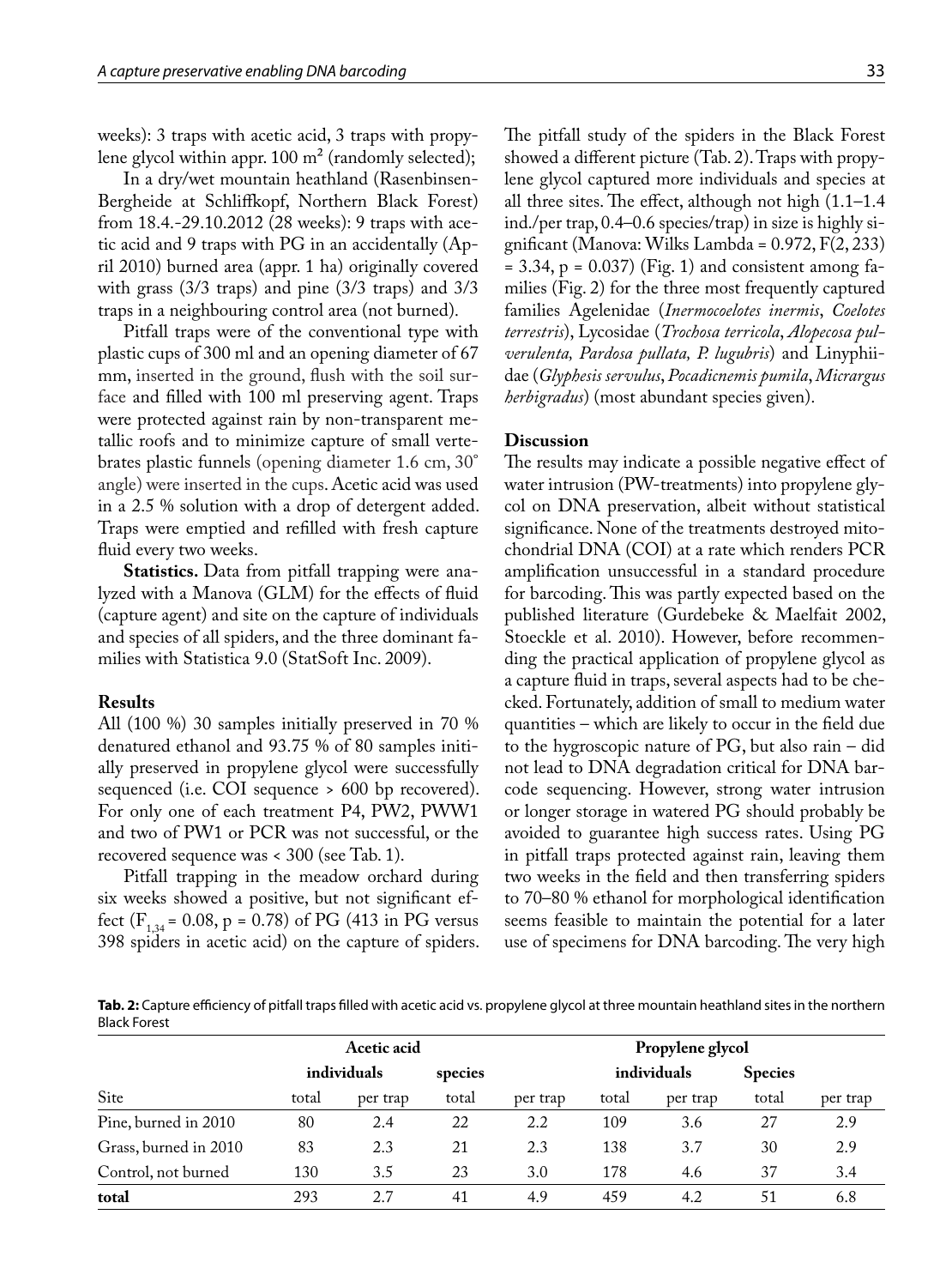weeks): 3 traps with acetic acid, 3 traps with propylene glycol within appr. 100 m² (randomly selected);

In a dry/wet mountain heathland (Rasenbinsen-Bergheide at Schliffkopf, Northern Black Forest) from 18.4.-29.10.2012 (28 weeks): 9 traps with acetic acid and 9 traps with PG in an accidentally (April 2010) burned area (appr. 1 ha) originally covered with grass (3/3 traps) and pine (3/3 traps) and 3/3 traps in a neighbouring control area (not burned).

Pitfall traps were of the conventional type with plastic cups of 300 ml and an opening diameter of 67 mm, inserted in the ground, flush with the soil surface and filled with 100 ml preserving agent. Traps were protected against rain by non-transparent metallic roofs and to minimize capture of small vertebrates plastic funnels (opening diameter 1.6 cm, 30° angle) were inserted in the cups. Acetic acid was used in a 2.5 % solution with a drop of detergent added. Traps were emptied and refilled with fresh capture fluid every two weeks.

**Statistics.** Data from pitfall trapping were analyzed with a Manova (GLM) for the effects of fluid (capture agent) and site on the capture of individuals and species of all spiders, and the three dominant families with Statistica 9.0 (StatSoft Inc. 2009).

## Results

All (100 %) 30 samples initially preserved in 70 % denatured ethanol and 93.75 % of 80 samples initially preserved in propylene glycol were successfully sequenced (i.e. COI sequence > 600 bp recovered). For only one of each treatment P4, PW2, PWW1 and two of PW1 or PCR was not successful, or the recovered sequence was < 300 (see Tab. 1).

Pitfall trapping in the meadow orchard during six weeks showed a positive, but not significant effect ($F_{1,34} = 0.08$, $p = 0.78$) of PG (413 in PG versus 398 spiders in acetic acid) on the capture of spiders. The pitfall study of the spiders in the Black Forest showed a different picture (Tab. 2). Traps with propylene glycol captured more individuals and species at all three sites. The effect, although not high (1.1–1.4 ind./per trap, 0.4–0.6 species/trap) in size is highly significant (Manova: Wilks Lambda = 0.972, $F(2, 233) = 3.34$, $p = 0.037$) (Fig. 1) and consistent among families (Fig. 2) for the three most frequently captured families Agelenidae (*Inermocoelotes inermis*, *Coelotes terrestris*), Lycosidae (*Trochosa terricola*, *Alopecosa pulverulenta, Pardosa pullata, P. lugubris*) and Linyphiidae (*Glyphesis servulus*, *Pocadicnemis pumila*, *Micrargus herbigradus*) (most abundant species given).

## Discussion

The results may indicate a possible negative effect of water intrusion (PW-treatments) into propylene glycol on DNA preservation, albeit without statistical significance. None of the treatments destroyed mitochondrial DNA (COI) at a rate which renders PCR amplification unsuccessful in a standard procedure for barcoding. This was partly expected based on the published literature (Gurdebeke & Maelfait 2002, Stoeckle et al. 2010). However, before recommending the practical application of propylene glycol as a capture fluid in traps, several aspects had to be checked. Fortunately, addition of small to medium water quantities – which are likely to occur in the field due to the hygroscopic nature of PG, but also rain – did not lead to DNA degradation critical for DNA barcode sequencing. However, strong water intrusion or longer storage in watered PG should probably be avoided to guarantee high success rates. Using PG in pitfall traps protected against rain, leaving them two weeks in the field and then transferring spiders to 70–80 % ethanol for morphological identification seems feasible to maintain the potential for a later use of specimens for DNA barcoding. The very high

**Tab. 2:** Capture efficiency of pitfall traps filled with acetic acid vs. propylene glycol at three mountain heathland sites in the northern Black Forest

| | Acetic acid | | | | Propylene glycol | | | |
|---|---|---|---|---|---|---|---|---|
| | individuals | | species | | individuals | | Species | |
| Site | total | per trap | total | per trap | total | per trap | total | per trap |
| Pine, burned in 2010 | 80 | 2.4 | 22 | 2.2 | 109 | 3.6 | 27 | 2.9 |
| Grass, burned in 2010 | 83 | 2.3 | 21 | 2.3 | 138 | 3.7 | 30 | 2.9 |
| Control, not burned | 130 | 3.5 | 23 | 3.0 | 178 | 4.6 | 37 | 3.4 |
| **total** | 293 | 2.7 | 41 | 4.9 | 459 | 4.2 | 51 | 6.8 |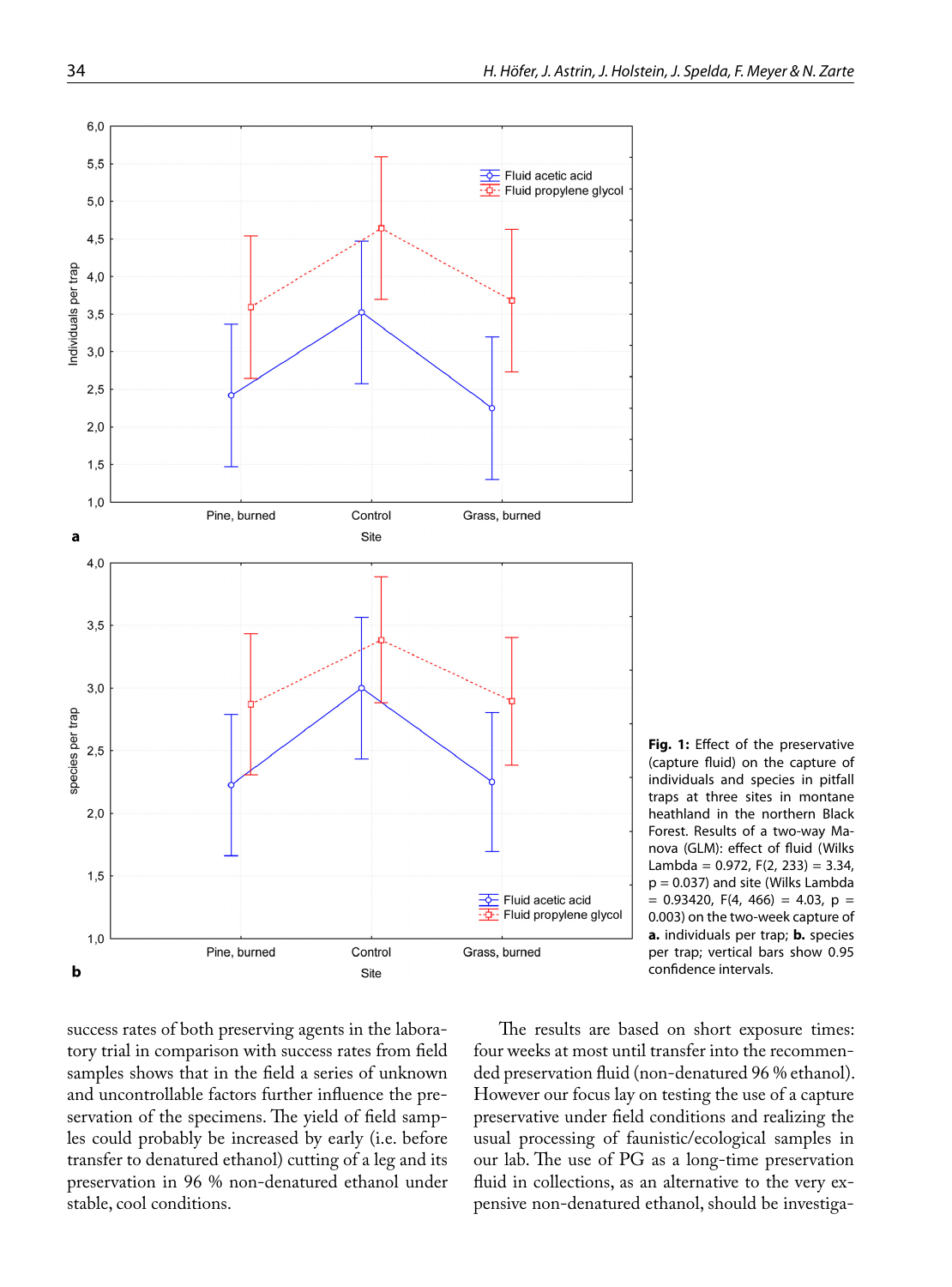Fig. 1: Effect of the preservative (capture fluid) on the capture of individuals and species in pitfall traps at three sites in montane heathland in the northern Black Forest. Results of a two-way Manova (GLM): effect of fluid (Wilks Lambda = 0.972, $F(2, 233) = 3.34$, $p = 0.037$) and site (Wilks Lambda = 0.93420, $F(4, 466) = 4.03$, $p = 0.003$) on the two-week capture of **a.** individuals per trap; **b.** species per trap; vertical bars show 0.95 confidence intervals.

success rates of both preserving agents in the laboratory trial in comparison with success rates from field samples shows that in the field a series of unknown and uncontrollable factors further influence the preservation of the specimens. The yield of field samples could probably be increased by early (i.e. before transfer to denatured ethanol) cutting of a leg and its preservation in 96 % non-denatured ethanol under stable, cool conditions.

The results are based on short exposure times: four weeks at most until transfer into the recommended preservation fluid (non-denatured 96 % ethanol). However our focus lay on testing the use of a capture preservative under field conditions and realizing the usual processing of faunistic/ecological samples in our lab. The use of PG as a long-time preservation fluid in collections, as an alternative to the very expensive non-denatured ethanol, should be investiga-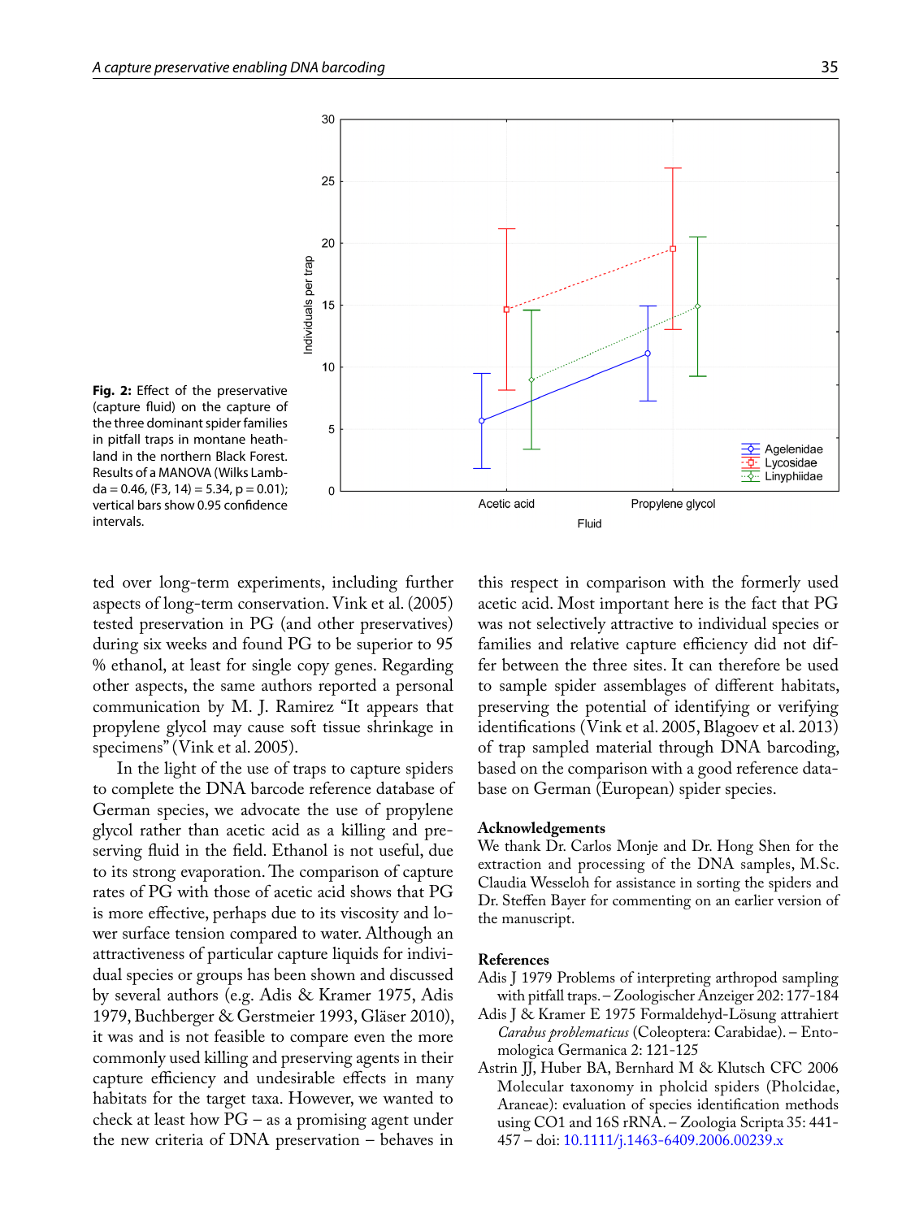**Fig. 2:** Effect of the preservative (capture fluid) on the capture of the three dominant spider families in pitfall traps in montane heathland in the northern Black Forest. Results of a MANOVA (Wilks Lambda = 0.46, (F3, 14) = 5.34, p = 0.01); vertical bars show 0.95 confidence intervals.

ted over long-term experiments, including further aspects of long-term conservation. Vink et al. (2005) tested preservation in PG (and other preservatives) during six weeks and found PG to be superior to 95 % ethanol, at least for single copy genes. Regarding other aspects, the same authors reported a personal communication by M. J. Ramirez "It appears that propylene glycol may cause soft tissue shrinkage in specimens" (Vink et al. 2005).

In the light of the use of traps to capture spiders to complete the DNA barcode reference database of German species, we advocate the use of propylene glycol rather than acetic acid as a killing and preserving fluid in the field. Ethanol is not useful, due to its strong evaporation. The comparison of capture rates of PG with those of acetic acid shows that PG is more effective, perhaps due to its viscosity and lower surface tension compared to water. Although an attractiveness of particular capture liquids for individual species or groups has been shown and discussed by several authors (e.g. Adis & Kramer 1975, Adis 1979, Buchberger & Gerstmeier 1993, Gläser 2010), it was and is not feasible to compare even the more commonly used killing and preserving agents in their capture efficiency and undesirable effects in many habitats for the target taxa. However, we wanted to check at least how PG – as a promising agent under the new criteria of DNA preservation – behaves in this respect in comparison with the formerly used acetic acid. Most important here is the fact that PG was not selectively attractive to individual species or families and relative capture efficiency did not differ between the three sites. It can therefore be used to sample spider assemblages of different habitats, preserving the potential of identifying or verifying identifications (Vink et al. 2005, Blagoev et al. 2013) of trap sampled material through DNA barcoding, based on the comparison with a good reference database on German (European) spider species.

## Acknowledgements

We thank Dr. Carlos Monje and Dr. Hong Shen for the extraction and processing of the DNA samples, M.Sc. Claudia Wesseloh for assistance in sorting the spiders and Dr. Steffen Bayer for commenting on an earlier version of the manuscript.

## References

Adis J 1979 Problems of interpreting arthropod sampling with pitfall traps. – Zoologischer Anzeiger 202: 177-184

Adis J & Kramer E 1975 Formaldehyd-Lösung attrahiert *Carabus problematicus* (Coleoptera: Carabidae). – Entomologica Germanica 2: 121-125

Astrin JJ, Huber BA, Bernhard M & Klutsch CFC 2006 Molecular taxonomy in pholcid spiders (Pholcidae, Araneae): evaluation of species identification methods using CO1 and 16S rRNA. – Zoologia Scripta 35: 441-457 – doi: 10.1111/j.1463-6409.2006.00239.x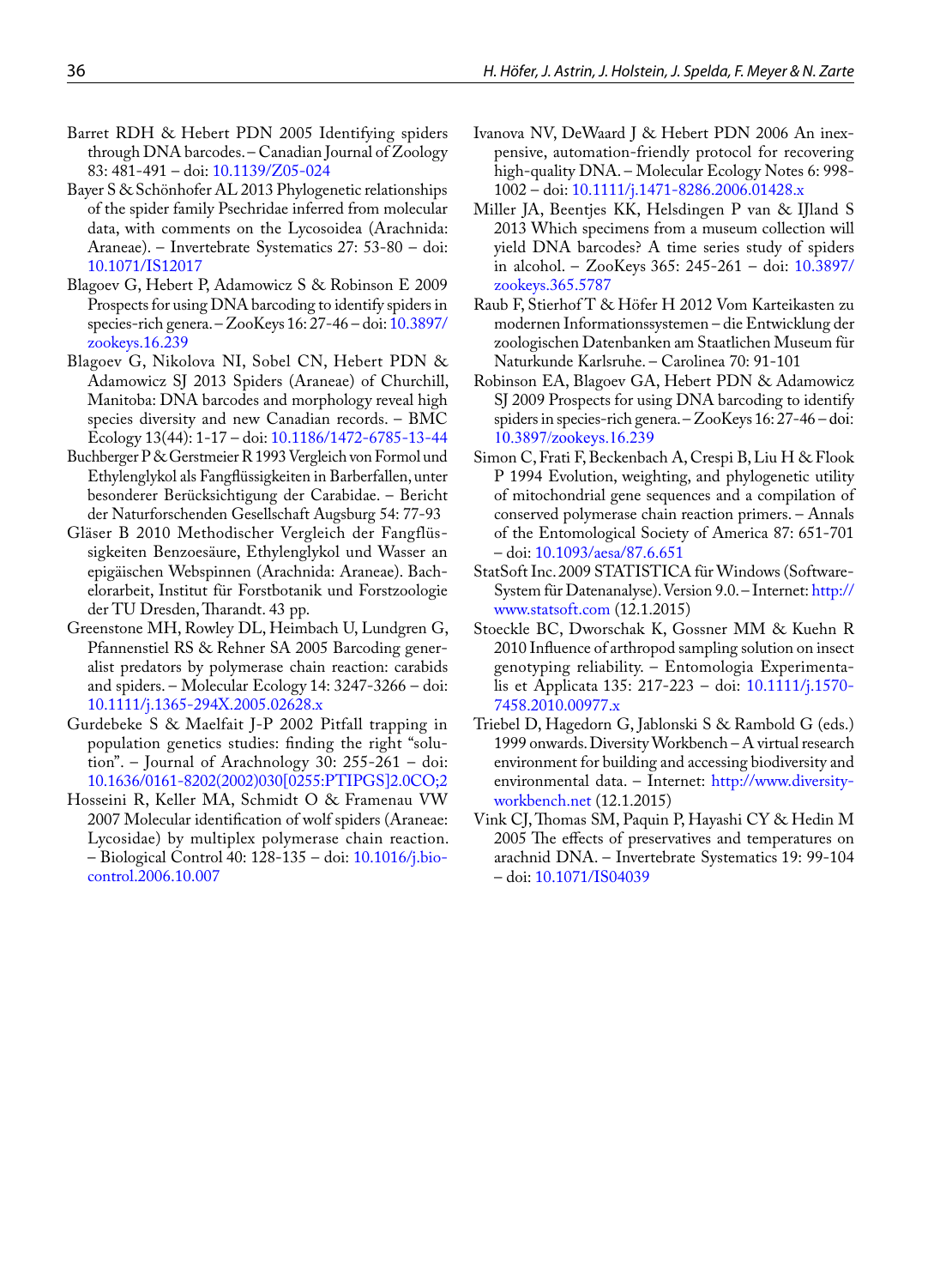Barret RDH & Hebert PDN 2005 Identifying spiders through DNA barcodes. – Canadian Journal of Zoology 83: 481-491 – doi: 10.1139/Z05-024

Bayer S & Schönhofer AL 2013 Phylogenetic relationships of the spider family Psechridae inferred from molecular data, with comments on the Lycosoidea (Arachnida: Araneae). – Invertebrate Systematics 27: 53-80 – doi: 10.1071/IS12017

Blagoev G, Hebert P, Adamowicz S & Robinson E 2009 Prospects for using DNA barcoding to identify spiders in species-rich genera. – ZooKeys 16: 27-46 – doi: 10.3897/zookeys.16.239

Blagoev G, Nikolova NI, Sobel CN, Hebert PDN & Adamowicz SJ 2013 Spiders (Araneae) of Churchill, Manitoba: DNA barcodes and morphology reveal high species diversity and new Canadian records. – BMC Ecology 13(44): 1-17 – doi: 10.1186/1472-6785-13-44

Buchberger P & Gerstmeier R 1993 Vergleich von Formol und Ethylenglykol als Fangflüssigkeiten in Barberfallen, unter besonderer Berücksichtigung der Carabidae. – Bericht der Naturforschenden Gesellschaft Augsburg 54: 77-93

Gläser B 2010 Methodischer Vergleich der Fangflüssigkeiten Benzoesäure, Ethylenglykol und Wasser an epigäischen Webspinnen (Arachnida: Araneae). Bachelorarbeit, Institut für Forstbotanik und Forstzoologie der TU Dresden, Tharandt. 43 pp.

Greenstone MH, Rowley DL, Heimbach U, Lundgren G, Pfannenstiel RS & Rehner SA 2005 Barcoding generalist predators by polymerase chain reaction: carabids and spiders. – Molecular Ecology 14: 3247-3266 – doi: 10.1111/j.1365-294X.2005.02628.x

Gurdebeke S & Maelfait J-P 2002 Pitfall trapping in population genetics studies: finding the right "solution". – Journal of Arachnology 30: 255-261 – doi: 10.1636/0161-8202(2002)030[0255:PTIPGS]2.0CO;2

Hosseini R, Keller MA, Schmidt O & Framenau VW 2007 Molecular identification of wolf spiders (Araneae: Lycosidae) by multiplex polymerase chain reaction. – Biological Control 40: 128-135 – doi: 10.1016/j.biocontrol.2006.10.007

Ivanova NV, DeWaard J & Hebert PDN 2006 An inexpensive, automation-friendly protocol for recovering high-quality DNA. – Molecular Ecology Notes 6: 998-1002 – doi: 10.1111/j.1471-8286.2006.01428.x

Miller JA, Beentjes KK, Helsdingen P van & IJland S 2013 Which specimens from a museum collection will yield DNA barcodes? A time series study of spiders in alcohol. – ZooKeys 365: 245-261 – doi: 10.3897/zookeys.365.5787

Raub F, Stierhof T & Höfer H 2012 Vom Karteikasten zu modernen Informationssystemen – die Entwicklung der zoologischen Datenbanken am Staatlichen Museum für Naturkunde Karlsruhe. – Carolinea 70: 91-101

Robinson EA, Blagoev GA, Hebert PDN & Adamowicz SJ 2009 Prospects for using DNA barcoding to identify spiders in species-rich genera. – ZooKeys 16: 27-46 – doi: 10.3897/zookeys.16.239

Simon C, Frati F, Beckenbach A, Crespi B, Liu H & Flook P 1994 Evolution, weighting, and phylogenetic utility of mitochondrial gene sequences and a compilation of conserved polymerase chain reaction primers. – Annals of the Entomological Society of America 87: 651-701 – doi: 10.1093/aesa/87.6.651

StatSoft Inc. 2009 STATISTICA für Windows (Software-System für Datenanalyse). Version 9.0. – Internet: http://www.statsoft.com (12.1.2015)

Stoeckle BC, Dworschak K, Gossner MM & Kuehn R 2010 Influence of arthropod sampling solution on insect genotyping reliability. – Entomologia Experimentalis et Applicata 135: 217-223 – doi: 10.1111/j.1570-7458.2010.00977.x

Triebel D, Hagedorn G, Jablonski S & Rambold G (eds.) 1999 onwards. Diversity Workbench – A virtual research environment for building and accessing biodiversity and environmental data. – Internet: http://www.diversityworkbench.net (12.1.2015)

Vink CJ, Thomas SM, Paquin P, Hayashi CY & Hedin M 2005 The effects of preservatives and temperatures on arachnid DNA. – Invertebrate Systematics 19: 99-104 – doi: 10.1071/IS04039